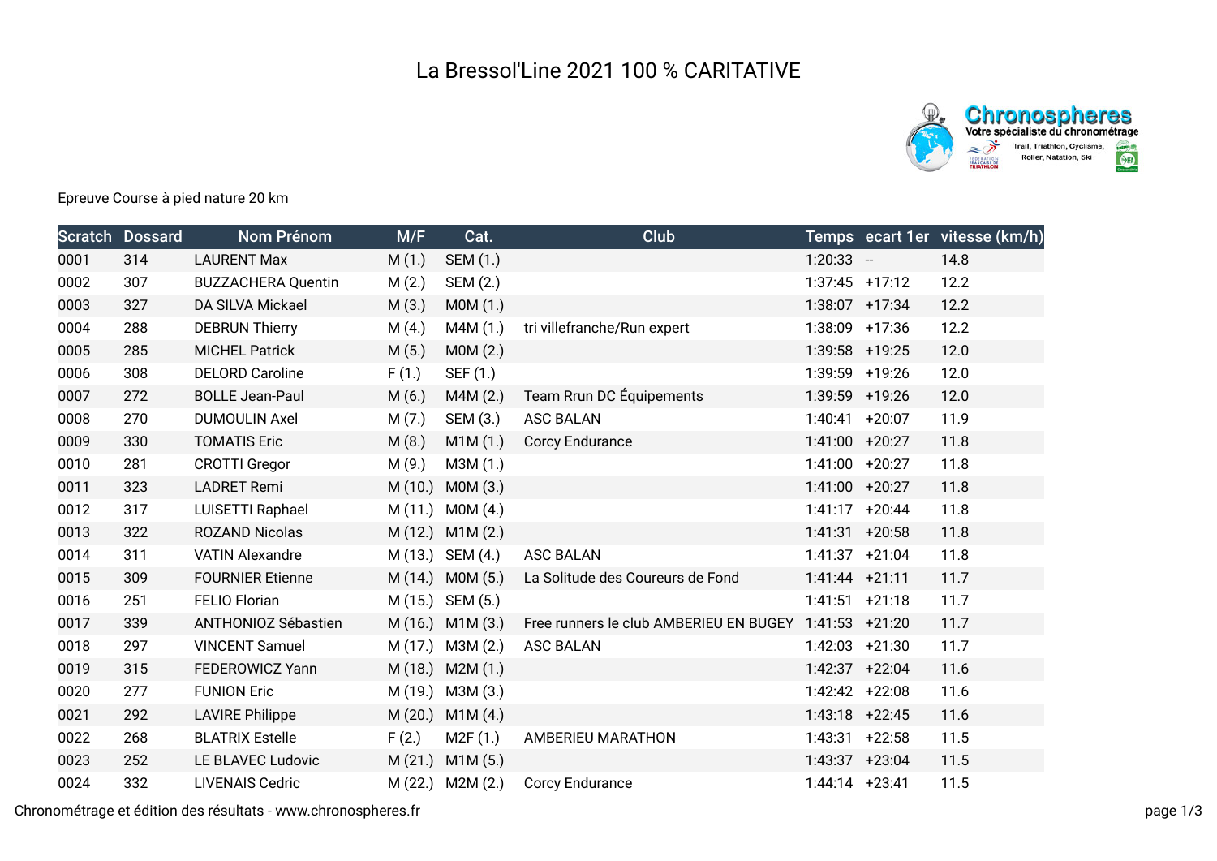# La Bressol'Line 2021 100 % CARITATIVE

Epreuve Course à pied nature 20 km

| Scratch | Dossard | Nom Prénom | M/F | Cat. | Club | Temps | ecart 1er | vitesse (km/h) |
|---|---|---|---|---|---|---|---|---|
| 0001 | 314 | LAURENT Max | M (1.) | SEM (1.) | | 1:20:33 | -- | 14.8 |
| 0002 | 307 | BUZZACHERA Quentin | M (2.) | SEM (2.) | | 1:37:45 | +17:12 | 12.2 |
| 0003 | 327 | DA SILVA Mickael | M (3.) | M0M (1.) | | 1:38:07 | +17:34 | 12.2 |
| 0004 | 288 | DEBRUN Thierry | M (4.) | M4M (1.) | tri villefranche/Run expert | 1:38:09 | +17:36 | 12.2 |
| 0005 | 285 | MICHEL Patrick | M (5.) | M0M (2.) | | 1:39:58 | +19:25 | 12.0 |
| 0006 | 308 | DELORD Caroline | F (1.) | SEF (1.) | | 1:39:59 | +19:26 | 12.0 |
| 0007 | 272 | BOLLE Jean-Paul | M (6.) | M4M (2.) | Team Rrun DC Équipements | 1:39:59 | +19:26 | 12.0 |
| 0008 | 270 | DUMOULIN Axel | M (7.) | SEM (3.) | ASC BALAN | 1:40:41 | +20:07 | 11.9 |
| 0009 | 330 | TOMATIS Eric | M (8.) | M1M (1.) | Corcy Endurance | 1:41:00 | +20:27 | 11.8 |
| 0010 | 281 | CROTTI Gregor | M (9.) | M3M (1.) | | 1:41:00 | +20:27 | 11.8 |
| 0011 | 323 | LADRET Remi | M (10.) | M0M (3.) | | 1:41:00 | +20:27 | 11.8 |
| 0012 | 317 | LUISETTI Raphael | M (11.) | M0M (4.) | | 1:41:17 | +20:44 | 11.8 |
| 0013 | 322 | ROZAND Nicolas | M (12.) | M1M (2.) | | 1:41:31 | +20:58 | 11.8 |
| 0014 | 311 | VATIN Alexandre | M (13.) | SEM (4.) | ASC BALAN | 1:41:37 | +21:04 | 11.8 |
| 0015 | 309 | FOURNIER Etienne | M (14.) | M0M (5.) | La Solitude des Coureurs de Fond | 1:41:44 | +21:11 | 11.7 |
| 0016 | 251 | FELIO Florian | M (15.) | SEM (5.) | | 1:41:51 | +21:18 | 11.7 |
| 0017 | 339 | ANTHONIOZ Sébastien | M (16.) | M1M (3.) | Free runners le club AMBERIEU EN BUGEY | 1:41:53 | +21:20 | 11.7 |
| 0018 | 297 | VINCENT Samuel | M (17.) | M3M (2.) | ASC BALAN | 1:42:03 | +21:30 | 11.7 |
| 0019 | 315 | FEDEROWICZ Yann | M (18.) | M2M (1.) | | 1:42:37 | +22:04 | 11.6 |
| 0020 | 277 | FUNION Eric | M (19.) | M3M (3.) | | 1:42:42 | +22:08 | 11.6 |
| 0021 | 292 | LAVIRE Philippe | M (20.) | M1M (4.) | | 1:43:18 | +22:45 | 11.6 |
| 0022 | 268 | BLATRIX Estelle | F (2.) | M2F (1.) | AMBERIEU MARATHON | 1:43:31 | +22:58 | 11.5 |
| 0023 | 252 | LE BLAVEC Ludovic | M (21.) | M1M (5.) | | 1:43:37 | +23:04 | 11.5 |
| 0024 | 332 | LIVENAIS Cedric | M (22.) | M2M (2.) | Corcy Endurance | 1:44:14 | +23:41 | 11.5 |

Chronométrage et édition des résultats - www.chronospheres.fr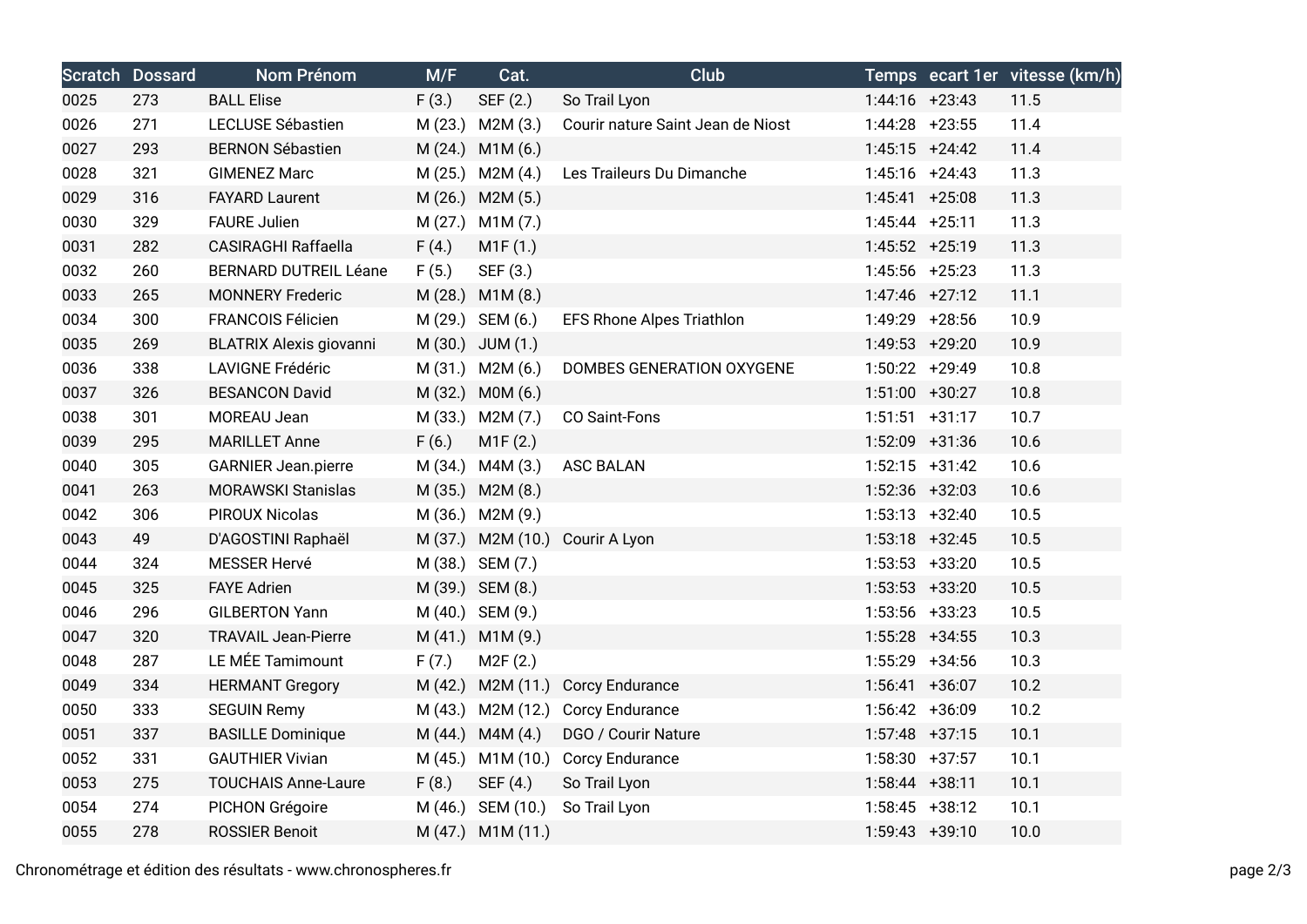| Scratch | Dossard | Nom Prénom | M/F | Cat. | Club | Temps | ecart 1er | vitesse (km/h) |
|---|---|---|---|---|---|---|---|---|
| 0025 | 273 | BALL Elise | F (3.) | SEF (2.) | So Trail Lyon | 1:44:16 | +23:43 | 11.5 |
| 0026 | 271 | LECLUSE Sébastien | M (23.) | M2M (3.) | Courir nature Saint Jean de Niost | 1:44:28 | +23:55 | 11.4 |
| 0027 | 293 | BERNON Sébastien | M (24.) | M1M (6.) | | 1:45:15 | +24:42 | 11.4 |
| 0028 | 321 | GIMENEZ Marc | M (25.) | M2M (4.) | Les Traileurs Du Dimanche | 1:45:16 | +24:43 | 11.3 |
| 0029 | 316 | FAYARD Laurent | M (26.) | M2M (5.) | | 1:45:41 | +25:08 | 11.3 |
| 0030 | 329 | FAURE Julien | M (27.) | M1M (7.) | | 1:45:44 | +25:11 | 11.3 |
| 0031 | 282 | CASIRAGHI Raffaella | F (4.) | M1F (1.) | | 1:45:52 | +25:19 | 11.3 |
| 0032 | 260 | BERNARD DUTREIL Léane | F (5.) | SEF (3.) | | 1:45:56 | +25:23 | 11.3 |
| 0033 | 265 | MONNERY Frederic | M (28.) | M1M (8.) | | 1:47:46 | +27:12 | 11.1 |
| 0034 | 300 | FRANCOIS Félicien | M (29.) | SEM (6.) | EFS Rhone Alpes Triathlon | 1:49:29 | +28:56 | 10.9 |
| 0035 | 269 | BLATRIX Alexis giovanni | M (30.) | JUM (1.) | | 1:49:53 | +29:20 | 10.9 |
| 0036 | 338 | LAVIGNE Frédéric | M (31.) | M2M (6.) | DOMBES GENERATION OXYGENE | 1:50:22 | +29:49 | 10.8 |
| 0037 | 326 | BESANCON David | M (32.) | M0M (6.) | | 1:51:00 | +30:27 | 10.8 |
| 0038 | 301 | MOREAU Jean | M (33.) | M2M (7.) | CO Saint-Fons | 1:51:51 | +31:17 | 10.7 |
| 0039 | 295 | MARILLET Anne | F (6.) | M1F (2.) | | 1:52:09 | +31:36 | 10.6 |
| 0040 | 305 | GARNIER Jean.pierre | M (34.) | M4M (3.) | ASC BALAN | 1:52:15 | +31:42 | 10.6 |
| 0041 | 263 | MORAWSKI Stanislas | M (35.) | M2M (8.) | | 1:52:36 | +32:03 | 10.6 |
| 0042 | 306 | PIROUX Nicolas | M (36.) | M2M (9.) | | 1:53:13 | +32:40 | 10.5 |
| 0043 | 49 | D'AGOSTINI Raphaël | M (37.) | M2M (10.) | Courir A Lyon | 1:53:18 | +32:45 | 10.5 |
| 0044 | 324 | MESSER Hervé | M (38.) | SEM (7.) | | 1:53:53 | +33:20 | 10.5 |
| 0045 | 325 | FAYE Adrien | M (39.) | SEM (8.) | | 1:53:53 | +33:20 | 10.5 |
| 0046 | 296 | GILBERTON Yann | M (40.) | SEM (9.) | | 1:53:56 | +33:23 | 10.5 |
| 0047 | 320 | TRAVAIL Jean-Pierre | M (41.) | M1M (9.) | | 1:55:28 | +34:55 | 10.3 |
| 0048 | 287 | LE MÉE Tamimount | F (7.) | M2F (2.) | | 1:55:29 | +34:56 | 10.3 |
| 0049 | 334 | HERMANT Gregory | M (42.) | M2M (11.) | Corcy Endurance | 1:56:41 | +36:07 | 10.2 |
| 0050 | 333 | SEGUIN Remy | M (43.) | M2M (12.) | Corcy Endurance | 1:56:42 | +36:09 | 10.2 |
| 0051 | 337 | BASILLE Dominique | M (44.) | M4M (4.) | DGO / Courir Nature | 1:57:48 | +37:15 | 10.1 |
| 0052 | 331 | GAUTHIER Vivian | M (45.) | M1M (10.) | Corcy Endurance | 1:58:30 | +37:57 | 10.1 |
| 0053 | 275 | TOUCHAIS Anne-Laure | F (8.) | SEF (4.) | So Trail Lyon | 1:58:44 | +38:11 | 10.1 |
| 0054 | 274 | PICHON Grégoire | M (46.) | SEM (10.) | So Trail Lyon | 1:58:45 | +38:12 | 10.1 |
| 0055 | 278 | ROSSIER Benoit | M (47.) | M1M (11.) | | 1:59:43 | +39:10 | 10.0 |

Chronométrage et édition des résultats - www.chronospheres.fr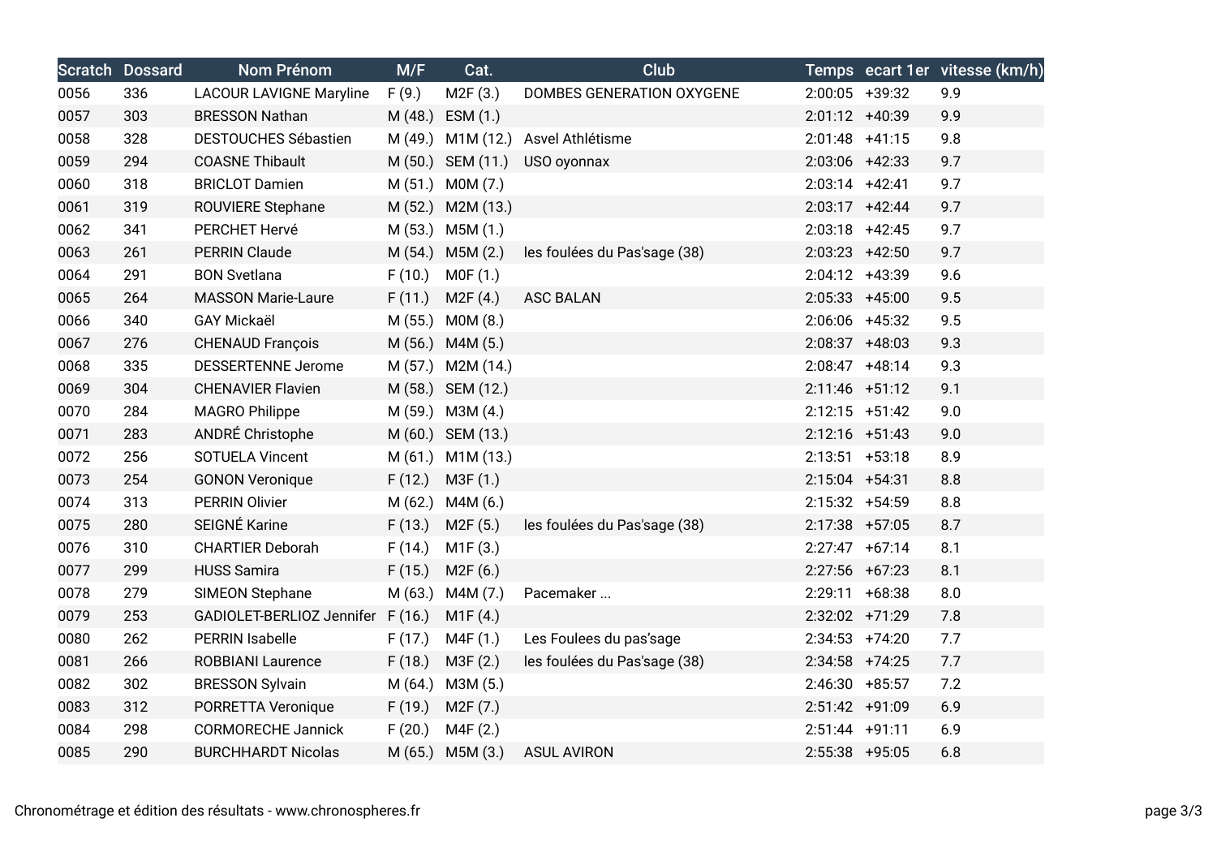| Scratch | Dossard | Nom Prénom | M/F | Cat. | Club | Temps | ecart 1er | vitesse (km/h) |
|---|---|---|---|---|---|---|---|---|
| 0056 | 336 | LACOUR LAVIGNE Maryline | F (9.) | M2F (3.) | DOMBES GENERATION OXYGENE | 2:00:05 | +39:32 | 9.9 |
| 0057 | 303 | BRESSON Nathan | M (48.) | ESM (1.) | | 2:01:12 | +40:39 | 9.9 |
| 0058 | 328 | DESTOUCHES Sébastien | M (49.) | M1M (12.) | Asvel Athlétisme | 2:01:48 | +41:15 | 9.8 |
| 0059 | 294 | COASNE Thibault | M (50.) | SEM (11.) | USO oyonnax | 2:03:06 | +42:33 | 9.7 |
| 0060 | 318 | BRICLOT Damien | M (51.) | M0M (7.) | | 2:03:14 | +42:41 | 9.7 |
| 0061 | 319 | ROUVIERE Stephane | M (52.) | M2M (13.) | | 2:03:17 | +42:44 | 9.7 |
| 0062 | 341 | PERCHET Hervé | M (53.) | M5M (1.) | | 2:03:18 | +42:45 | 9.7 |
| 0063 | 261 | PERRIN Claude | M (54.) | M5M (2.) | les foulées du Pas'sage (38) | 2:03:23 | +42:50 | 9.7 |
| 0064 | 291 | BON Svetlana | F (10.) | M0F (1.) | | 2:04:12 | +43:39 | 9.6 |
| 0065 | 264 | MASSON Marie-Laure | F (11.) | M2F (4.) | ASC BALAN | 2:05:33 | +45:00 | 9.5 |
| 0066 | 340 | GAY Mickaël | M (55.) | M0M (8.) | | 2:06:06 | +45:32 | 9.5 |
| 0067 | 276 | CHENAUD François | M (56.) | M4M (5.) | | 2:08:37 | +48:03 | 9.3 |
| 0068 | 335 | DESSERTENNE Jerome | M (57.) | M2M (14.) | | 2:08:47 | +48:14 | 9.3 |
| 0069 | 304 | CHENAVIER Flavien | M (58.) | SEM (12.) | | 2:11:46 | +51:12 | 9.1 |
| 0070 | 284 | MAGRO Philippe | M (59.) | M3M (4.) | | 2:12:15 | +51:42 | 9.0 |
| 0071 | 283 | ANDRÉ Christophe | M (60.) | SEM (13.) | | 2:12:16 | +51:43 | 9.0 |
| 0072 | 256 | SOTUELA Vincent | M (61.) | M1M (13.) | | 2:13:51 | +53:18 | 8.9 |
| 0073 | 254 | GONON Veronique | F (12.) | M3F (1.) | | 2:15:04 | +54:31 | 8.8 |
| 0074 | 313 | PERRIN Olivier | M (62.) | M4M (6.) | | 2:15:32 | +54:59 | 8.8 |
| 0075 | 280 | SEIGNÉ Karine | F (13.) | M2F (5.) | les foulées du Pas'sage (38) | 2:17:38 | +57:05 | 8.7 |
| 0076 | 310 | CHARTIER Deborah | F (14.) | M1F (3.) | | 2:27:47 | +67:14 | 8.1 |
| 0077 | 299 | HUSS Samira | F (15.) | M2F (6.) | | 2:27:56 | +67:23 | 8.1 |
| 0078 | 279 | SIMEON Stephane | M (63.) | M4M (7.) | Pacemaker ... | 2:29:11 | +68:38 | 8.0 |
| 0079 | 253 | GADIOLET-BERLIOZ Jennifer | F (16.) | M1F (4.) | | 2:32:02 | +71:29 | 7.8 |
| 0080 | 262 | PERRIN Isabelle | F (17.) | M4F (1.) | Les Foulees du pas’sage | 2:34:53 | +74:20 | 7.7 |
| 0081 | 266 | ROBBIANI Laurence | F (18.) | M3F (2.) | les foulées du Pas'sage (38) | 2:34:58 | +74:25 | 7.7 |
| 0082 | 302 | BRESSON Sylvain | M (64.) | M3M (5.) | | 2:46:30 | +85:57 | 7.2 |
| 0083 | 312 | PORRETTA Veronique | F (19.) | M2F (7.) | | 2:51:42 | +91:09 | 6.9 |
| 0084 | 298 | CORMORECHE Jannick | F (20.) | M4F (2.) | | 2:51:44 | +91:11 | 6.9 |
| 0085 | 290 | BURCHHARDT Nicolas | M (65.) | M5M (3.) | ASUL AVIRON | 2:55:38 | +95:05 | 6.8 |

Chronométrage et édition des résultats - www.chronospheres.fr